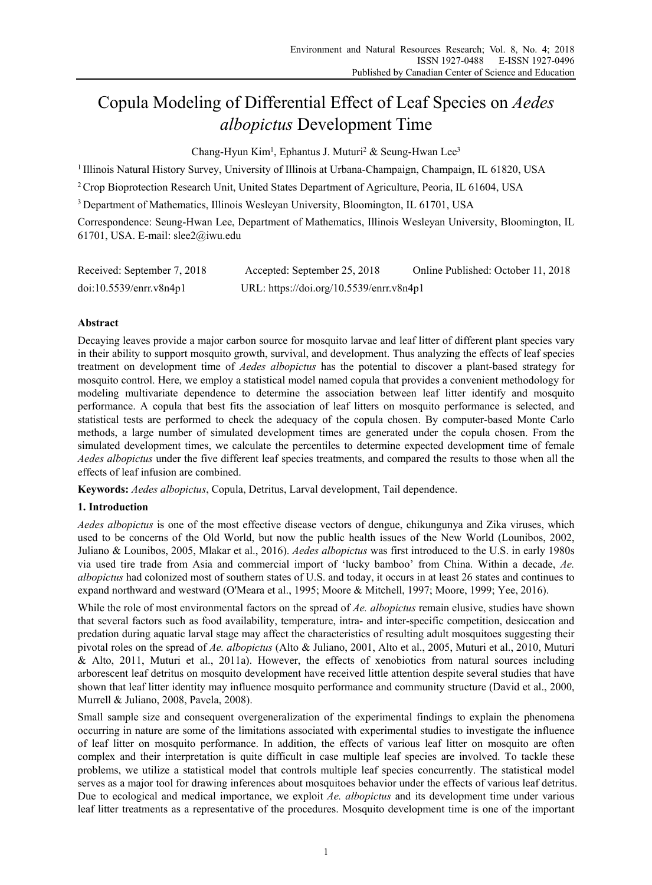# Copula Modeling of Differential Effect of Leaf Species on *Aedes albopictus* Development Time

Chang-Hyun Kim[1], Ephantus J. Muturi[2] & Seung-Hwan Lee[3]

[1] Illinois Natural History Survey, University of Illinois at Urbana-Champaign, Champaign, IL 61820, USA

[2] Crop Bioprotection Research Unit, United States Department of Agriculture, Peoria, IL 61604, USA

[3] Department of Mathematics, Illinois Wesleyan University, Bloomington, IL 61701, USA

Correspondence: Seung-Hwan Lee, Department of Mathematics, Illinois Wesleyan University, Bloomington, IL 61701, USA. E-mail: slee2@iwu.edu

Received: September 7, 2018 Accepted: September 25, 2018 Online Published: October 11, 2018

doi:10.5539/enrr.v8n4p1 URL: https://doi.org/10.5539/enrr.v8n4p1

## Abstract

Decaying leaves provide a major carbon source for mosquito larvae and leaf litter of different plant species vary in their ability to support mosquito growth, survival, and development. Thus analyzing the effects of leaf species treatment on development time of *Aedes albopictus* has the potential to discover a plant-based strategy for mosquito control. Here, we employ a statistical model named copula that provides a convenient methodology for modeling multivariate dependence to determine the association between leaf litter identify and mosquito performance. A copula that best fits the association of leaf litters on mosquito performance is selected, and statistical tests are performed to check the adequacy of the copula chosen. By computer-based Monte Carlo methods, a large number of simulated development times are generated under the copula chosen. From the simulated development times, we calculate the percentiles to determine expected development time of female *Aedes albopictus* under the five different leaf species treatments, and compared the results to those when all the effects of leaf infusion are combined.

**Keywords:** *Aedes albopictus*, Copula, Detritus, Larval development, Tail dependence.

## 1. Introduction

*Aedes albopictus* is one of the most effective disease vectors of dengue, chikungunya and Zika viruses, which used to be concerns of the Old World, but now the public health issues of the New World (Lounibos, 2002, Juliano & Lounibos, 2005, Mlakar et al., 2016). *Aedes albopictus* was first introduced to the U.S. in early 1980s via used tire trade from Asia and commercial import of 'lucky bamboo' from China. Within a decade, *Ae. albopictus* had colonized most of southern states of U.S. and today, it occurs in at least 26 states and continues to expand northward and westward (O'Meara et al., 1995; Moore & Mitchell, 1997; Moore, 1999; Yee, 2016).

While the role of most environmental factors on the spread of *Ae. albopictus* remain elusive, studies have shown that several factors such as food availability, temperature, intra- and inter-specific competition, desiccation and predation during aquatic larval stage may affect the characteristics of resulting adult mosquitoes suggesting their pivotal roles on the spread of *Ae. albopictus* (Alto & Juliano, 2001, Alto et al., 2005, Muturi et al., 2010, Muturi & Alto, 2011, Muturi et al., 2011a). However, the effects of xenobiotics from natural sources including arborescent leaf detritus on mosquito development have received little attention despite several studies that have shown that leaf litter identity may influence mosquito performance and community structure (David et al., 2000, Murrell & Juliano, 2008, Pavela, 2008).

Small sample size and consequent overgeneralization of the experimental findings to explain the phenomena occurring in nature are some of the limitations associated with experimental studies to investigate the influence of leaf litter on mosquito performance. In addition, the effects of various leaf litter on mosquito are often complex and their interpretation is quite difficult in case multiple leaf species are involved. To tackle these problems, we utilize a statistical model that controls multiple leaf species concurrently. The statistical model serves as a major tool for drawing inferences about mosquitoes behavior under the effects of various leaf detritus. Due to ecological and medical importance, we exploit *Ae. albopictus* and its development time under various leaf litter treatments as a representative of the procedures. Mosquito development time is one of the important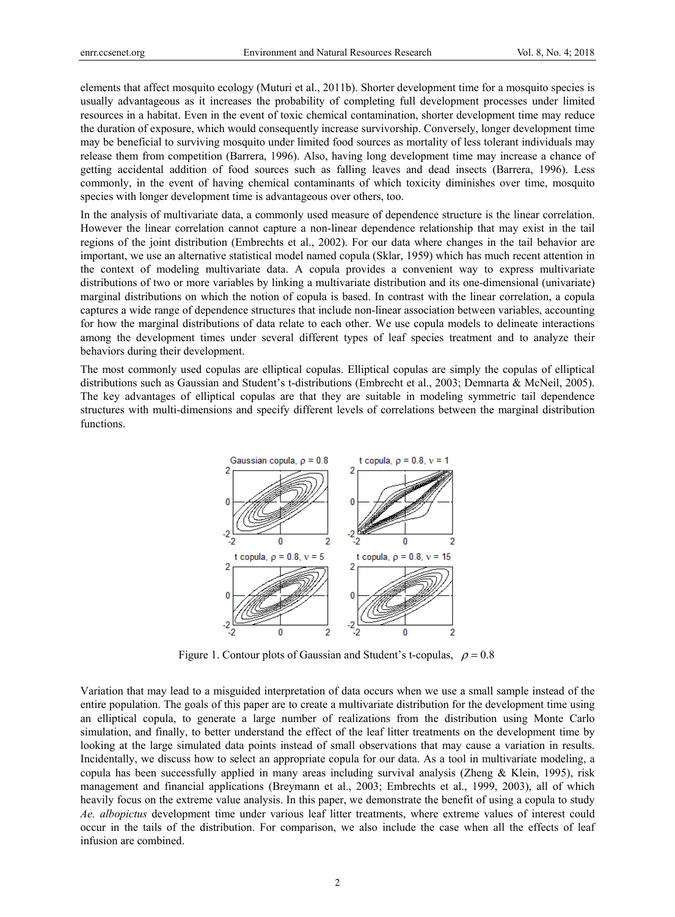elements that affect mosquito ecology (Muturi et al., 2011b). Shorter development time for a mosquito species is usually advantageous as it increases the probability of completing full development processes under limited resources in a habitat. Even in the event of toxic chemical contamination, shorter development time may reduce the duration of exposure, which would consequently increase survivorship. Conversely, longer development time may be beneficial to surviving mosquito under limited food sources as mortality of less tolerant individuals may release them from competition (Barrera, 1996). Also, having long development time may increase a chance of getting accidental addition of food sources such as falling leaves and dead insects (Barrera, 1996). Less commonly, in the event of having chemical contaminants of which toxicity diminishes over time, mosquito species with longer development time is advantageous over others, too.

In the analysis of multivariate data, a commonly used measure of dependence structure is the linear correlation. However the linear correlation cannot capture a non-linear dependence relationship that may exist in the tail regions of the joint distribution (Embrechts et al., 2002). For our data where changes in the tail behavior are important, we use an alternative statistical model named copula (Sklar, 1959) which has much recent attention in the context of modeling multivariate data. A copula provides a convenient way to express multivariate distributions of two or more variables by linking a multivariate distribution and its one-dimensional (univariate) marginal distributions on which the notion of copula is based. In contrast with the linear correlation, a copula captures a wide range of dependence structures that include non-linear association between variables, accounting for how the marginal distributions of data relate to each other. We use copula models to delineate interactions among the development times under several different types of leaf species treatment and to analyze their behaviors during their development.

The most commonly used copulas are elliptical copulas. Elliptical copulas are simply the copulas of elliptical distributions such as Gaussian and Student's t-distributions (Embrecht et al., 2003; Demnarta & McNeil, 2005). The key advantages of elliptical copulas are that they are suitable in modeling symmetric tail dependence structures with multi-dimensions and specify different levels of correlations between the marginal distribution functions.

Figure 1. Contour plots of Gaussian and Student's t-copulas, $\rho = 0.8$

Variation that may lead to a misguided interpretation of data occurs when we use a small sample instead of the entire population. The goals of this paper are to create a multivariate distribution for the development time using an elliptical copula, to generate a large number of realizations from the distribution using Monte Carlo simulation, and finally, to better understand the effect of the leaf litter treatments on the development time by looking at the large simulated data points instead of small observations that may cause a variation in results. Incidentally, we discuss how to select an appropriate copula for our data. As a tool in multivariate modeling, a copula has been successfully applied in many areas including survival analysis (Zheng & Klein, 1995), risk management and financial applications (Breymann et al., 2003; Embrechts et al., 1999, 2003), all of which heavily focus on the extreme value analysis. In this paper, we demonstrate the benefit of using a copula to study *Ae. albopictus* development time under various leaf litter treatments, where extreme values of interest could occur in the tails of the distribution. For comparison, we also include the case when all the effects of leaf infusion are combined.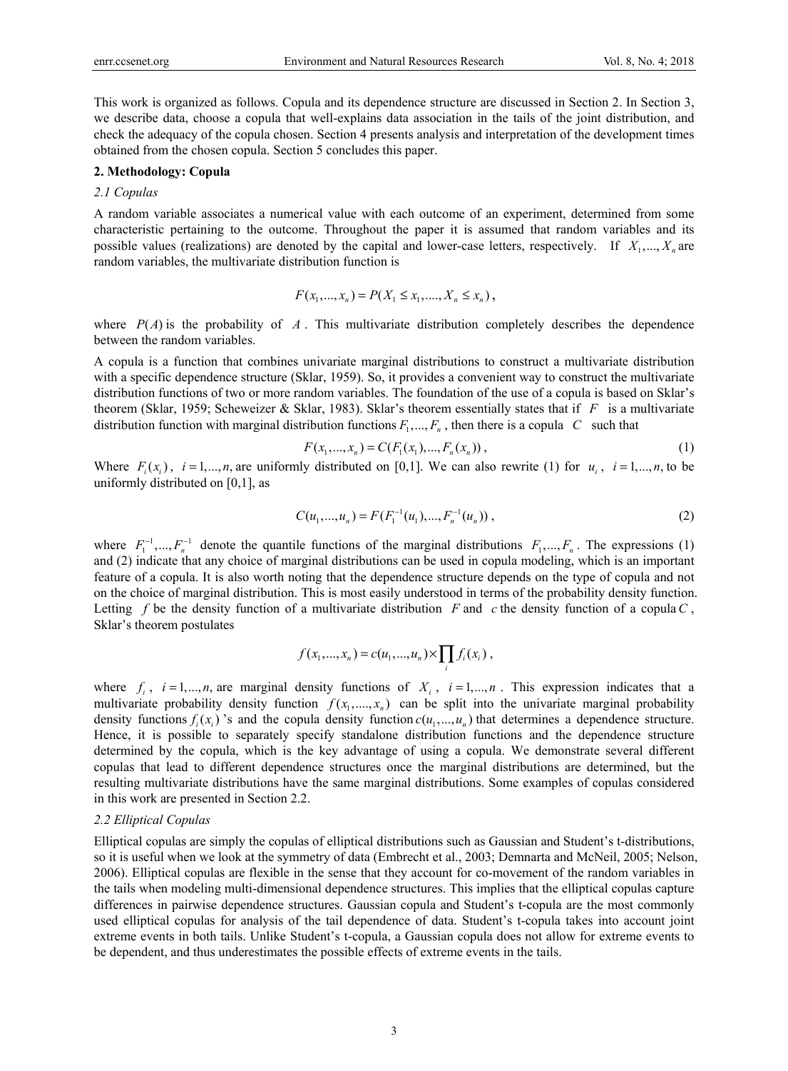This work is organized as follows. Copula and its dependence structure are discussed in Section 2. In Section 3, we describe data, choose a copula that well-explains data association in the tails of the joint distribution, and check the adequacy of the copula chosen. Section 4 presents analysis and interpretation of the development times obtained from the chosen copula. Section 5 concludes this paper.

## 2. Methodology: Copula

### *2.1 Copulas*

A random variable associates a numerical value with each outcome of an experiment, determined from some characteristic pertaining to the outcome. Throughout the paper it is assumed that random variables and its possible values (realizations) are denoted by the capital and lower-case letters, respectively. If $X_1,...,X_n$ are random variables, the multivariate distribution function is

$$F(x_1,...,x_n) = P(X_1 \le x_1,....,X_n \le x_n),$$

where $P(A)$ is the probability of $A$. This multivariate distribution completely describes the dependence between the random variables.

A copula is a function that combines univariate marginal distributions to construct a multivariate distribution with a specific dependence structure (Sklar, 1959). So, it provides a convenient way to construct the multivariate distribution functions of two or more random variables. The foundation of the use of a copula is based on Sklar's theorem (Sklar, 1959; Scheweizer & Sklar, 1983). Sklar's theorem essentially states that if $F$ is a multivariate distribution function with marginal distribution functions $F_1,...,F_n$, then there is a copula $C$ such that

$$F(x_1,...,x_n) = C(F_1(x_1),...,F_n(x_n)), \tag{1}$$

Where $F_i(x_i)$, $i=1,...,n,$ are uniformly distributed on [0,1]. We can also rewrite (1) for $u_i$, $i=1,...,n,$ to be uniformly distributed on [0,1], as

$$C(u_1,...,u_n) = F(F_1^{-1}(u_1),...,F_n^{-1}(u_n)), \tag{2}$$

where $F_1^{-1},...,F_n^{-1}$ denote the quantile functions of the marginal distributions $F_1,...,F_n$. The expressions (1) and (2) indicate that any choice of marginal distributions can be used in copula modeling, which is an important feature of a copula. It is also worth noting that the dependence structure depends on the type of copula and not on the choice of marginal distribution. This is most easily understood in terms of the probability density function. Letting $f$ be the density function of a multivariate distribution $F$ and $c$ the density function of a copula $C$, Sklar's theorem postulates

$$f(x_1,...,x_n) = c(u_1,...,u_n) \times \prod_i f_i(x_i),$$

where $f_i$, $i=1,...,n,$ are marginal density functions of $X_i$, $i=1,...,n$. This expression indicates that a multivariate probability density function $f(x_1,....,x_n)$ can be split into the univariate marginal probability density functions $f_i(x_i)$'s and the copula density function $c(u_1,...,u_n)$ that determines a dependence structure. Hence, it is possible to separately specify standalone distribution functions and the dependence structure determined by the copula, which is the key advantage of using a copula. We demonstrate several different copulas that lead to different dependence structures once the marginal distributions are determined, but the resulting multivariate distributions have the same marginal distributions. Some examples of copulas considered in this work are presented in Section 2.2.

### *2.2 Elliptical Copulas*

Elliptical copulas are simply the copulas of elliptical distributions such as Gaussian and Student's t-distributions, so it is useful when we look at the symmetry of data (Embrecht et al., 2003; Demnarta and McNeil, 2005; Nelson, 2006). Elliptical copulas are flexible in the sense that they account for co-movement of the random variables in the tails when modeling multi-dimensional dependence structures. This implies that the elliptical copulas capture differences in pairwise dependence structures. Gaussian copula and Student's t-copula are the most commonly used elliptical copulas for analysis of the tail dependence of data. Student's t-copula takes into account joint extreme events in both tails. Unlike Student's t-copula, a Gaussian copula does not allow for extreme events to be dependent, and thus underestimates the possible effects of extreme events in the tails.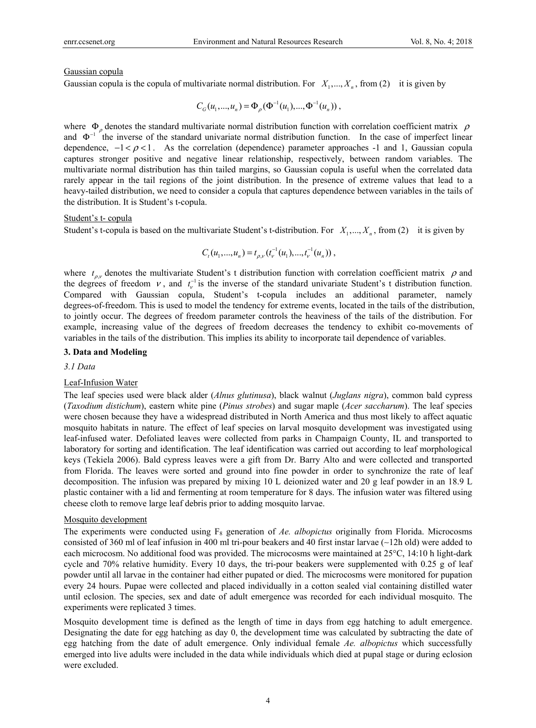Gaussian copula

Gaussian copula is the copula of multivariate normal distribution. For $X_1,...,X_n$, from (2) it is given by

$$C_G(u_1,...,u_n) = \Phi_\rho(\Phi^{-1}(u_1),...,\Phi^{-1}(u_n)),$$

where $\Phi_\rho$ denotes the standard multivariate normal distribution function with correlation coefficient matrix $\rho$ and $\Phi^{-1}$ the inverse of the standard univariate normal distribution function. In the case of imperfect linear dependence, $-1 < \rho < 1$. As the correlation (dependence) parameter approaches -1 and 1, Gaussian copula captures stronger positive and negative linear relationship, respectively, between random variables. The multivariate normal distribution has thin tailed margins, so Gaussian copula is useful when the correlated data rarely appear in the tail regions of the joint distribution. In the presence of extreme values that lead to a heavy-tailed distribution, we need to consider a copula that captures dependence between variables in the tails of the distribution. It is Student's t-copula.

Student's t- copula

Student's t-copula is based on the multivariate Student's t-distribution. For $X_1,...,X_n$, from (2) it is given by

$$C_t(u_1,...,u_n) = t_{\rho,\nu}(t_\nu^{-1}(u_1),...,t_\nu^{-1}(u_n)),$$

where $t_{\rho,\nu}$ denotes the multivariate Student's t distribution function with correlation coefficient matrix $\rho$ and the degrees of freedom $\nu$, and $t_\nu^{-1}$ is the inverse of the standard univariate Student's t distribution function. Compared with Gaussian copula, Student's t-copula includes an additional parameter, namely degrees-of-freedom. This is used to model the tendency for extreme events, located in the tails of the distribution, to jointly occur. The degrees of freedom parameter controls the heaviness of the tails of the distribution. For example, increasing value of the degrees of freedom decreases the tendency to exhibit co-movements of variables in the tails of the distribution. This implies its ability to incorporate tail dependence of variables.

## 3. Data and Modeling

### 3.1 Data

Leaf-Infusion Water

The leaf species used were black alder (*Alnus glutinusa*), black walnut (*Juglans nigra*), common bald cypress (*Taxodium distichum*), eastern white pine (*Pinus strobes*) and sugar maple (*Acer saccharum*). The leaf species were chosen because they have a widespread distributed in North America and thus most likely to affect aquatic mosquito habitats in nature. The effect of leaf species on larval mosquito development was investigated using leaf-infused water. Defoliated leaves were collected from parks in Champaign County, IL and transported to laboratory for sorting and identification. The leaf identification was carried out according to leaf morphological keys (Tekiela 2006). Bald cypress leaves were a gift from Dr. Barry Alto and were collected and transported from Florida. The leaves were sorted and ground into fine powder in order to synchronize the rate of leaf decomposition. The infusion was prepared by mixing 10 L deionized water and 20 g leaf powder in an 18.9 L plastic container with a lid and fermenting at room temperature for 8 days. The infusion water was filtered using cheese cloth to remove large leaf debris prior to adding mosquito larvae.

Mosquito development

The experiments were conducted using $F_8$ generation of *Ae. albopictus* originally from Florida. Microcosms consisted of 360 ml of leaf infusion in 400 ml tri-pour beakers and 40 first instar larvae (~12h old) were added to each microcosm. No additional food was provided. The microcosms were maintained at 25°C, 14:10 h light-dark cycle and 70% relative humidity. Every 10 days, the tri-pour beakers were supplemented with 0.25 g of leaf powder until all larvae in the container had either pupated or died. The microcosms were monitored for pupation every 24 hours. Pupae were collected and placed individually in a cotton sealed vial containing distilled water until eclosion. The species, sex and date of adult emergence was recorded for each individual mosquito. The experiments were replicated 3 times.

Mosquito development time is defined as the length of time in days from egg hatching to adult emergence. Designating the date for egg hatching as day 0, the development time was calculated by subtracting the date of egg hatching from the date of adult emergence. Only individual female *Ae. albopictus* which successfully emerged into live adults were included in the data while individuals which died at pupal stage or during eclosion were excluded.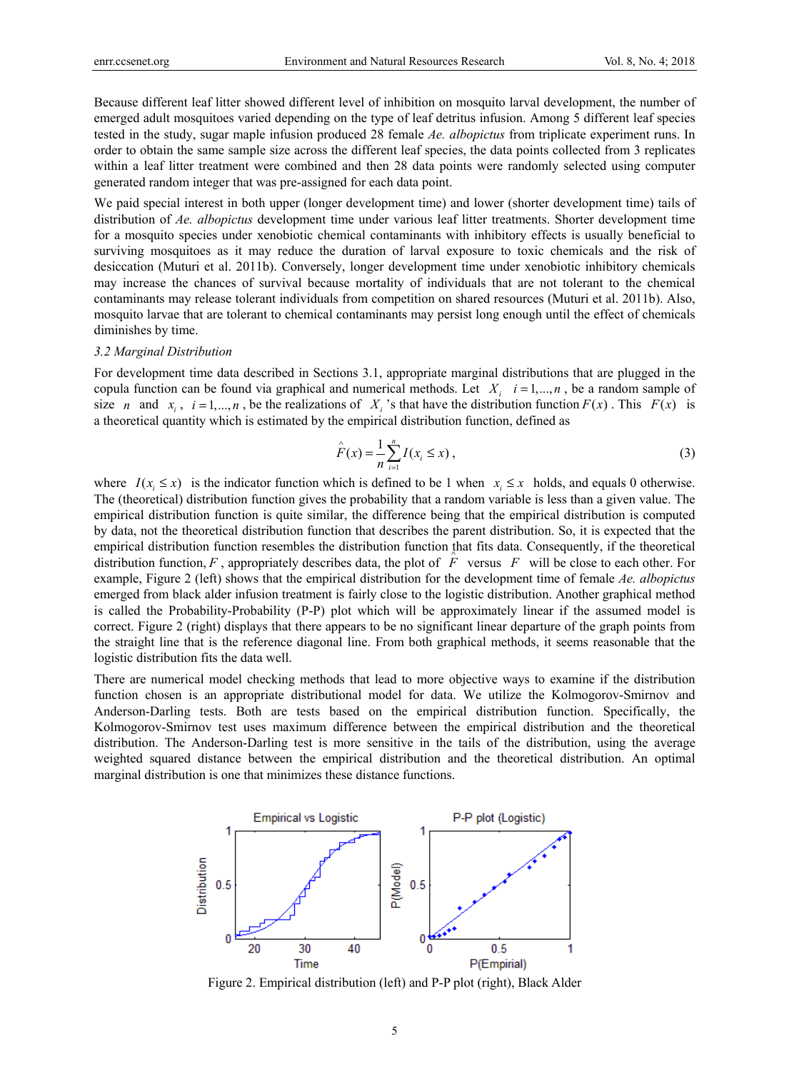Because different leaf litter showed different level of inhibition on mosquito larval development, the number of emerged adult mosquitoes varied depending on the type of leaf detritus infusion. Among 5 different leaf species tested in the study, sugar maple infusion produced 28 female *Ae. albopictus* from triplicate experiment runs. In order to obtain the same sample size across the different leaf species, the data points collected from 3 replicates within a leaf litter treatment were combined and then 28 data points were randomly selected using computer generated random integer that was pre-assigned for each data point.

We paid special interest in both upper (longer development time) and lower (shorter development time) tails of distribution of *Ae. albopictus* development time under various leaf litter treatments. Shorter development time for a mosquito species under xenobiotic chemical contaminants with inhibitory effects is usually beneficial to surviving mosquitoes as it may reduce the duration of larval exposure to toxic chemicals and the risk of desiccation (Muturi et al. 2011b). Conversely, longer development time under xenobiotic inhibitory chemicals may increase the chances of survival because mortality of individuals that are not tolerant to the chemical contaminants may release tolerant individuals from competition on shared resources (Muturi et al. 2011b). Also, mosquito larvae that are tolerant to chemical contaminants may persist long enough until the effect of chemicals diminishes by time.

*3.2 Marginal Distribution*

For development time data described in Sections 3.1, appropriate marginal distributions that are plugged in the copula function can be found via graphical and numerical methods. Let $X_i$ $i=1,...,n$, be a random sample of size $n$ and $x_i$, $i=1,...,n$, be the realizations of $X_i$'s that have the distribution function $F(x)$. This $F(x)$ is a theoretical quantity which is estimated by the empirical distribution function, defined as

$$\hat{F}(x)=\frac{1}{n}\sum_{i=1}^{n}I(x_i\leq x), \tag{3}$$

where $I(x_i \leq x)$ is the indicator function which is defined to be 1 when $x_i \leq x$ holds, and equals 0 otherwise. The (theoretical) distribution function gives the probability that a random variable is less than a given value. The empirical distribution function is quite similar, the difference being that the empirical distribution is computed by data, not the theoretical distribution function that describes the parent distribution. So, it is expected that the empirical distribution function resembles the distribution function that fits data. Consequently, if the theoretical distribution function, $F$, appropriately describes data, the plot of $\hat{F}$ versus $F$ will be close to each other. For example, Figure 2 (left) shows that the empirical distribution for the development time of female *Ae. albopictus* emerged from black alder infusion treatment is fairly close to the logistic distribution. Another graphical method is called the Probability-Probability (P-P) plot which will be approximately linear if the assumed model is correct. Figure 2 (right) displays that there appears to be no significant linear departure of the graph points from the straight line that is the reference diagonal line. From both graphical methods, it seems reasonable that the logistic distribution fits the data well.

There are numerical model checking methods that lead to more objective ways to examine if the distribution function chosen is an appropriate distributional model for data. We utilize the Kolmogorov-Smirnov and Anderson-Darling tests. Both are tests based on the empirical distribution function. Specifically, the Kolmogorov-Smirnov test uses maximum difference between the empirical distribution and the theoretical distribution. The Anderson-Darling test is more sensitive in the tails of the distribution, using the average weighted squared distance between the empirical distribution and the theoretical distribution. An optimal marginal distribution is one that minimizes these distance functions.

Figure 2. Empirical distribution (left) and P-P plot (right), Black Alder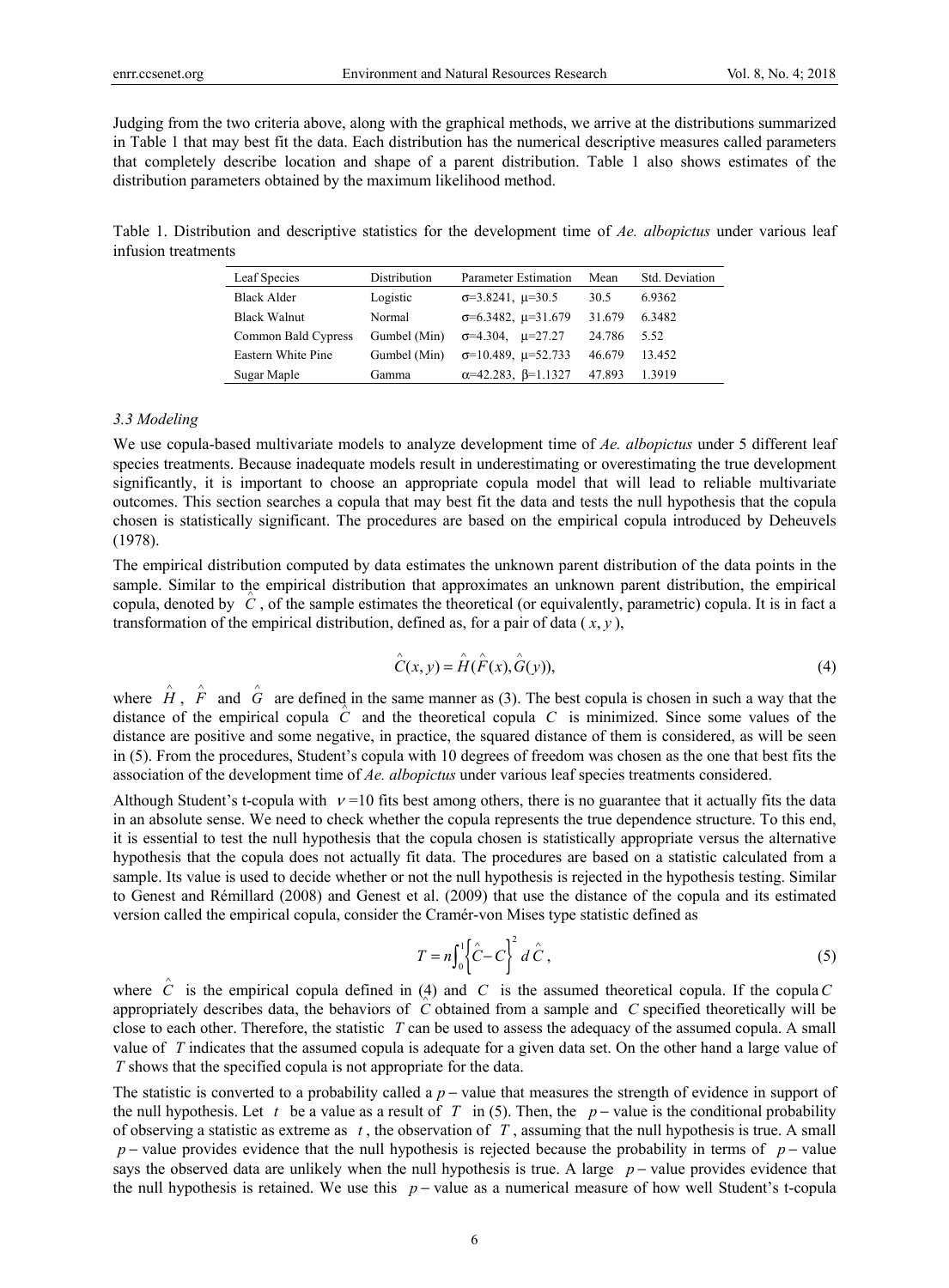Judging from the two criteria above, along with the graphical methods, we arrive at the distributions summarized in Table 1 that may best fit the data. Each distribution has the numerical descriptive measures called parameters that completely describe location and shape of a parent distribution. Table 1 also shows estimates of the distribution parameters obtained by the maximum likelihood method.

Table 1. Distribution and descriptive statistics for the development time of *Ae. albopictus* under various leaf infusion treatments

| Leaf Species | Distribution | Parameter Estimation | Mean | Std. Deviation |
|---|---|---|---|---|
| Black Alder | Logistic | $\sigma$=3.8241, $\mu$=30.5 | 30.5 | 6.9362 |
| Black Walnut | Normal | $\sigma$=6.3482, $\mu$=31.679 | 31.679 | 6.3482 |
| Common Bald Cypress | Gumbel (Min) | $\sigma$=4.304, $\mu$=27.27 | 24.786 | 5.52 |
| Eastern White Pine | Gumbel (Min) | $\sigma$=10.489, $\mu$=52.733 | 46.679 | 13.452 |
| Sugar Maple | Gamma | $\alpha$=42.283, $\beta$=1.1327 | 47.893 | 1.3919 |

### 3.3 Modeling

We use copula-based multivariate models to analyze development time of *Ae. albopictus* under 5 different leaf species treatments. Because inadequate models result in underestimating or overestimating the true development significantly, it is important to choose an appropriate copula model that will lead to reliable multivariate outcomes. This section searches a copula that may best fit the data and tests the null hypothesis that the copula chosen is statistically significant. The procedures are based on the empirical copula introduced by Deheuvels (1978).

The empirical distribution computed by data estimates the unknown parent distribution of the data points in the sample. Similar to the empirical distribution that approximates an unknown parent distribution, the empirical copula, denoted by $\hat{C}$, of the sample estimates the theoretical (or equivalently, parametric) copula. It is in fact a transformation of the empirical distribution, defined as, for a pair of data ( $x$, $y$ ),

$$\hat{C}(x, y) = \hat{H}(\hat{F}(x), \hat{G}(y)), \tag{4}$$

where $\hat{H}$, $\hat{F}$ and $\hat{G}$ are defined in the same manner as (3). The best copula is chosen in such a way that the distance of the empirical copula $\hat{C}$ and the theoretical copula $C$ is minimized. Since some values of the distance are positive and some negative, in practice, the squared distance of them is considered, as will be seen in (5). From the procedures, Student's copula with 10 degrees of freedom was chosen as the one that best fits the association of the development time of *Ae. albopictus* under various leaf species treatments considered.

Although Student's t-copula with $\nu$ =10 fits best among others, there is no guarantee that it actually fits the data in an absolute sense. We need to check whether the copula represents the true dependence structure. To this end, it is essential to test the null hypothesis that the copula chosen is statistically appropriate versus the alternative hypothesis that the copula does not actually fit data. The procedures are based on a statistic calculated from a sample. Its value is used to decide whether or not the null hypothesis is rejected in the hypothesis testing. Similar to Genest and Rémillard (2008) and Genest et al. (2009) that use the distance of the copula and its estimated version called the empirical copula, consider the Cramér-von Mises type statistic defined as

$$T = n\int_0^1 \left\{\hat{C} - C\right\}^2 d\hat{C}, \tag{5}$$

where $\hat{C}$ is the empirical copula defined in (4) and $C$ is the assumed theoretical copula. If the copula $C$ appropriately describes data, the behaviors of $\hat{C}$ obtained from a sample and $C$ specified theoretically will be close to each other. Therefore, the statistic $T$ can be used to assess the adequacy of the assumed copula. A small value of $T$ indicates that the assumed copula is adequate for a given data set. On the other hand a large value of $T$ shows that the specified copula is not appropriate for the data.

The statistic is converted to a probability called a $p-$value that measures the strength of evidence in support of the null hypothesis. Let $t$ be a value as a result of $T$ in (5). Then, the $p-$value is the conditional probability of observing a statistic as extreme as $t$, the observation of $T$, assuming that the null hypothesis is true. A small $p-$value provides evidence that the null hypothesis is rejected because the probability in terms of $p-$value says the observed data are unlikely when the null hypothesis is true. A large $p-$value provides evidence that the null hypothesis is retained. We use this $p-$value as a numerical measure of how well Student's t-copula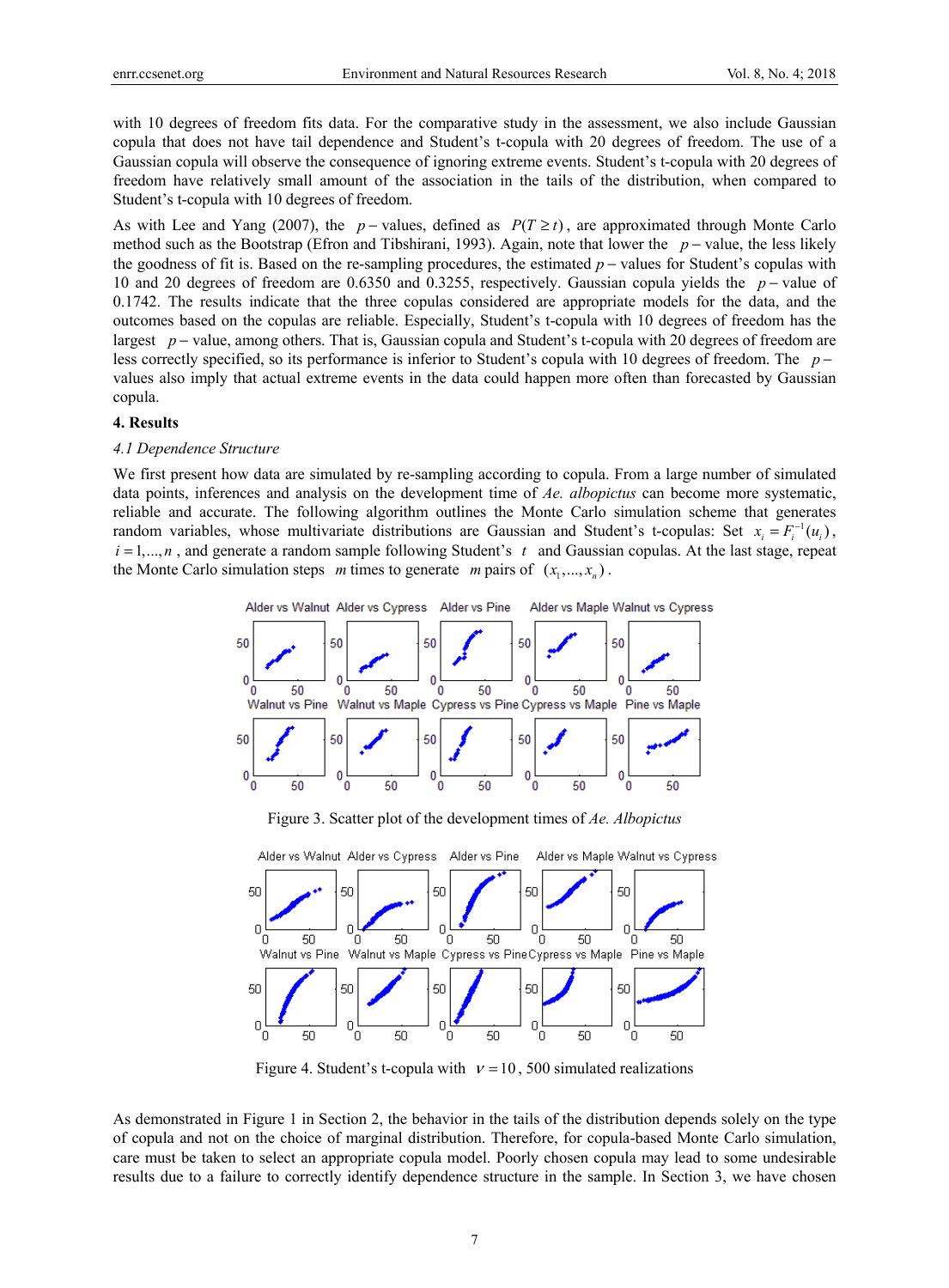with 10 degrees of freedom fits data. For the comparative study in the assessment, we also include Gaussian copula that does not have tail dependence and Student's t-copula with 20 degrees of freedom. The use of a Gaussian copula will observe the consequence of ignoring extreme events. Student's t-copula with 20 degrees of freedom have relatively small amount of the association in the tails of the distribution, when compared to Student's t-copula with 10 degrees of freedom.

As with Lee and Yang (2007), the $p-$values, defined as $P(T \geq t)$, are approximated through Monte Carlo method such as the Bootstrap (Efron and Tibshirani, 1993). Again, note that lower the $p-$value, the less likely the goodness of fit is. Based on the re-sampling procedures, the estimated $p-$values for Student's copulas with 10 and 20 degrees of freedom are 0.6350 and 0.3255, respectively. Gaussian copula yields the $p-$value of 0.1742. The results indicate that the three copulas considered are appropriate models for the data, and the outcomes based on the copulas are reliable. Especially, Student's t-copula with 10 degrees of freedom has the largest $p-$value, among others. That is, Gaussian copula and Student's t-copula with 20 degrees of freedom are less correctly specified, so its performance is inferior to Student's copula with 10 degrees of freedom. The $p-$values also imply that actual extreme events in the data could happen more often than forecasted by Gaussian copula.

## 4. Results

### *4.1 Dependence Structure*

We first present how data are simulated by re-sampling according to copula. From a large number of simulated data points, inferences and analysis on the development time of *Ae. albopictus* can become more systematic, reliable and accurate. The following algorithm outlines the Monte Carlo simulation scheme that generates random variables, whose multivariate distributions are Gaussian and Student's t-copulas: Set $x_i = F_i^{-1}(u_i)$, $i = 1, \ldots, n$, and generate a random sample following Student's $t$ and Gaussian copulas. At the last stage, repeat the Monte Carlo simulation steps $m$ times to generate $m$ pairs of $(x_1, \ldots, x_n)$.

Figure 3. Scatter plot of the development times of *Ae. Albopictus*

Figure 4. Student's t-copula with $\nu = 10$, 500 simulated realizations

As demonstrated in Figure 1 in Section 2, the behavior in the tails of the distribution depends solely on the type of copula and not on the choice of marginal distribution. Therefore, for copula-based Monte Carlo simulation, care must be taken to select an appropriate copula model. Poorly chosen copula may lead to some undesirable results due to a failure to correctly identify dependence structure in the sample. In Section 3, we have chosen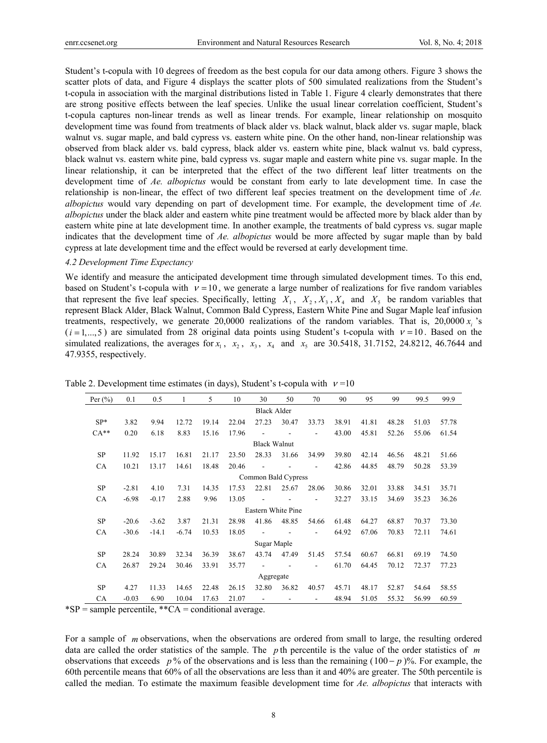Student's t-copula with 10 degrees of freedom as the best copula for our data among others. Figure 3 shows the scatter plots of data, and Figure 4 displays the scatter plots of 500 simulated realizations from the Student's t-copula in association with the marginal distributions listed in Table 1. Figure 4 clearly demonstrates that there are strong positive effects between the leaf species. Unlike the usual linear correlation coefficient, Student's t-copula captures non-linear trends as well as linear trends. For example, linear relationship on mosquito development time was found from treatments of black alder vs. black walnut, black alder vs. sugar maple, black walnut vs. sugar maple, and bald cypress vs. eastern white pine. On the other hand, non-linear relationship was observed from black alder vs. bald cypress, black alder vs. eastern white pine, black walnut vs. bald cypress, black walnut vs. eastern white pine, bald cypress vs. sugar maple and eastern white pine vs. sugar maple. In the linear relationship, it can be interpreted that the effect of the two different leaf litter treatments on the development time of *Ae. albopictus* would be constant from early to late development time. In case the relationship is non-linear, the effect of two different leaf species treatment on the development time of *Ae. albopictus* would vary depending on part of development time. For example, the development time of *Ae. albopictus* under the black alder and eastern white pine treatment would be affected more by black alder than by eastern white pine at late development time. In another example, the treatments of bald cypress vs. sugar maple indicates that the development time of *Ae. albopictus* would be more affected by sugar maple than by bald cypress at late development time and the effect would be reversed at early development time.

### 4.2 Development Time Expectancy

We identify and measure the anticipated development time through simulated development times. To this end, based on Student's t-copula with $\nu = 10$, we generate a large number of realizations for five random variables that represent the five leaf species. Specifically, letting $X_1$, $X_2, X_3, X_4$ and $X_5$ be random variables that represent Black Alder, Black Walnut, Common Bald Cypress, Eastern White Pine and Sugar Maple leaf infusion treatments, respectively, we generate 20,0000 realizations of the random variables. That is, 20,0000 $x_i$ 's ($i = 1,...,5$) are simulated from 28 original data points using Student's t-copula with $\nu = 10$. Based on the simulated realizations, the averages for $x_1$, $x_2$, $x_3$, $x_4$ and $x_5$ are 30.5418, 31.7152, 24.8212, 46.7644 and 47.9355, respectively.

Table 2. Development time estimates (in days), Student's t-copula with $\nu = 10$

| Per (%) | 0.1 | 0.5 | 1 | 5 | 10 | 30 | 50 | 70 | 90 | 95 | 99 | 99.5 | 99.9 |
|---|---|---|---|---|---|---|---|---|---|---|---|---|---|
| | | | | | | Black Alder | | | | | | | |
| SP* | 3.82 | 9.94 | 12.72 | 19.14 | 22.04 | 27.23 | 30.47 | 33.73 | 38.91 | 41.81 | 48.28 | 51.03 | 57.78 |
| CA** | 0.20 | 6.18 | 8.83 | 15.16 | 17.96 | - | - | - | 43.00 | 45.81 | 52.26 | 55.06 | 61.54 |
| | | | | | | Black Walnut | | | | | | | |
| SP | 11.92 | 15.17 | 16.81 | 21.17 | 23.50 | 28.33 | 31.66 | 34.99 | 39.80 | 42.14 | 46.56 | 48.21 | 51.66 |
| CA | 10.21 | 13.17 | 14.61 | 18.48 | 20.46 | - | - | - | 42.86 | 44.85 | 48.79 | 50.28 | 53.39 |
| | | | | | | Common Bald Cypress | | | | | | | |
| SP | -2.81 | 4.10 | 7.31 | 14.35 | 17.53 | 22.81 | 25.67 | 28.06 | 30.86 | 32.01 | 33.88 | 34.51 | 35.71 |
| CA | -6.98 | -0.17 | 2.88 | 9.96 | 13.05 | - | - | - | 32.27 | 33.15 | 34.69 | 35.23 | 36.26 |
| | | | | | | Eastern White Pine | | | | | | | |
| SP | -20.6 | -3.62 | 3.87 | 21.31 | 28.98 | 41.86 | 48.85 | 54.66 | 61.48 | 64.27 | 68.87 | 70.37 | 73.30 |
| CA | -30.6 | -14.1 | -6.74 | 10.53 | 18.05 | - | - | - | 64.92 | 67.06 | 70.83 | 72.11 | 74.61 |
| | | | | | | Sugar Maple | | | | | | | |
| SP | 28.24 | 30.89 | 32.34 | 36.39 | 38.67 | 43.74 | 47.49 | 51.45 | 57.54 | 60.67 | 66.81 | 69.19 | 74.50 |
| CA | 26.87 | 29.24 | 30.46 | 33.91 | 35.77 | - | - | - | 61.70 | 64.45 | 70.12 | 72.37 | 77.23 |
| | | | | | | Aggregate | | | | | | | |
| SP | 4.27 | 11.33 | 14.65 | 22.48 | 26.15 | 32.80 | 36.82 | 40.57 | 45.71 | 48.17 | 52.87 | 54.64 | 58.55 |
| CA | -0.03 | 6.90 | 10.04 | 17.63 | 21.07 | - | - | - | 48.94 | 51.05 | 55.32 | 56.99 | 60.59 |

*SP = sample percentile, **CA = conditional average.

For a sample of $m$ observations, when the observations are ordered from small to large, the resulting ordered data are called the order statistics of the sample. The $p$th percentile is the value of the order statistics of $m$ observations that exceeds $p$% of the observations and is less than the remaining ($100 - p$)%. For example, the 60th percentile means that 60% of all the observations are less than it and 40% are greater. The 50th percentile is called the median. To estimate the maximum feasible development time for *Ae. albopictus* that interacts with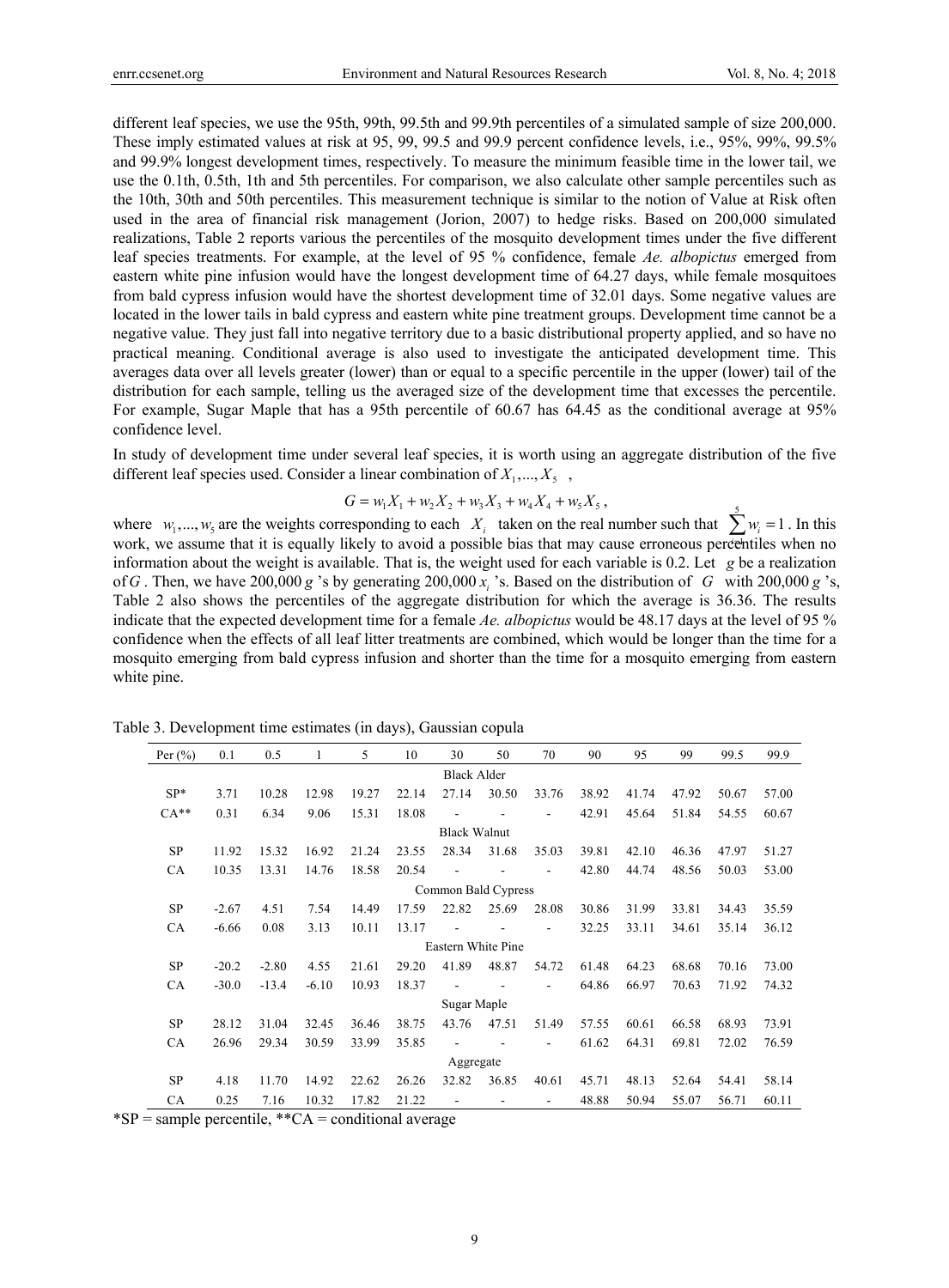different leaf species, we use the 95th, 99th, 99.5th and 99.9th percentiles of a simulated sample of size 200,000. These imply estimated values at risk at 95, 99, 99.5 and 99.9 percent confidence levels, i.e., 95%, 99%, 99.5% and 99.9% longest development times, respectively. To measure the minimum feasible time in the lower tail, we use the 0.1th, 0.5th, 1th and 5th percentiles. For comparison, we also calculate other sample percentiles such as the 10th, 30th and 50th percentiles. This measurement technique is similar to the notion of Value at Risk often used in the area of financial risk management (Jorion, 2007) to hedge risks. Based on 200,000 simulated realizations, Table 2 reports various the percentiles of the mosquito development times under the five different leaf species treatments. For example, at the level of 95 % confidence, female *Ae. albopictus* emerged from eastern white pine infusion would have the longest development time of 64.27 days, while female mosquitoes from bald cypress infusion would have the shortest development time of 32.01 days. Some negative values are located in the lower tails in bald cypress and eastern white pine treatment groups. Development time cannot be a negative value. They just fall into negative territory due to a basic distributional property applied, and so have no practical meaning. Conditional average is also used to investigate the anticipated development time. This averages data over all levels greater (lower) than or equal to a specific percentile in the upper (lower) tail of the distribution for each sample, telling us the averaged size of the development time that excesses the percentile. For example, Sugar Maple that has a 95th percentile of 60.67 has 64.45 as the conditional average at 95% confidence level.

In study of development time under several leaf species, it is worth using an aggregate distribution of the five different leaf species used. Consider a linear combination of $X_1,...,X_5$ ,

$$G = w_1X_1 + w_2X_2 + w_3X_3 + w_4X_4 + w_5X_5,$$

where $w_1,...,w_5$ are the weights corresponding to each $X_i$ taken on the real number such that $\sum_{i=1}^{5} w_i = 1$. In this work, we assume that it is equally likely to avoid a possible bias that may cause erroneous percentiles when no information about the weight is available. That is, the weight used for each variable is 0.2. Let $g$ be a realization of $G$. Then, we have 200,000 $g$ 's by generating 200,000 $x_i$ 's. Based on the distribution of $G$ with 200,000 $g$ 's, Table 2 also shows the percentiles of the aggregate distribution for which the average is 36.36. The results indicate that the expected development time for a female *Ae. albopictus* would be 48.17 days at the level of 95 % confidence when the effects of all leaf litter treatments are combined, which would be longer than the time for a mosquito emerging from bald cypress infusion and shorter than the time for a mosquito emerging from eastern white pine.

Table 3. Development time estimates (in days), Gaussian copula

| Per (%) | 0.1 | 0.5 | 1 | 5 | 10 | 30 | 50 | 70 | 90 | 95 | 99 | 99.5 | 99.9 |
|---|---|---|---|---|---|---|---|---|---|---|---|---|---|
| | | | | | | Black Alder | | | | | | | |
| SP* | 3.71 | 10.28 | 12.98 | 19.27 | 22.14 | 27.14 | 30.50 | 33.76 | 38.92 | 41.74 | 47.92 | 50.67 | 57.00 |
| CA** | 0.31 | 6.34 | 9.06 | 15.31 | 18.08 | - | - | - | 42.91 | 45.64 | 51.84 | 54.55 | 60.67 |
| | | | | | | Black Walnut | | | | | | | |
| SP | 11.92 | 15.32 | 16.92 | 21.24 | 23.55 | 28.34 | 31.68 | 35.03 | 39.81 | 42.10 | 46.36 | 47.97 | 51.27 |
| CA | 10.35 | 13.31 | 14.76 | 18.58 | 20.54 | - | - | - | 42.80 | 44.74 | 48.56 | 50.03 | 53.00 |
| | | | | | | Common Bald Cypress | | | | | | | |
| SP | -2.67 | 4.51 | 7.54 | 14.49 | 17.59 | 22.82 | 25.69 | 28.08 | 30.86 | 31.99 | 33.81 | 34.43 | 35.59 |
| CA | -6.66 | 0.08 | 3.13 | 10.11 | 13.17 | - | - | - | 32.25 | 33.11 | 34.61 | 35.14 | 36.12 |
| | | | | | | Eastern White Pine | | | | | | | |
| SP | -20.2 | -2.80 | 4.55 | 21.61 | 29.20 | 41.89 | 48.87 | 54.72 | 61.48 | 64.23 | 68.68 | 70.16 | 73.00 |
| CA | -30.0 | -13.4 | -6.10 | 10.93 | 18.37 | - | - | - | 64.86 | 66.97 | 70.63 | 71.92 | 74.32 |
| | | | | | | Sugar Maple | | | | | | | |
| SP | 28.12 | 31.04 | 32.45 | 36.46 | 38.75 | 43.76 | 47.51 | 51.49 | 57.55 | 60.61 | 66.58 | 68.93 | 73.91 |
| CA | 26.96 | 29.34 | 30.59 | 33.99 | 35.85 | - | - | - | 61.62 | 64.31 | 69.81 | 72.02 | 76.59 |
| | | | | | | Aggregate | | | | | | | |
| SP | 4.18 | 11.70 | 14.92 | 22.62 | 26.26 | 32.82 | 36.85 | 40.61 | 45.71 | 48.13 | 52.64 | 54.41 | 58.14 |
| CA | 0.25 | 7.16 | 10.32 | 17.82 | 21.22 | - | - | - | 48.88 | 50.94 | 55.07 | 56.71 | 60.11 |

*SP = sample percentile, **CA = conditional average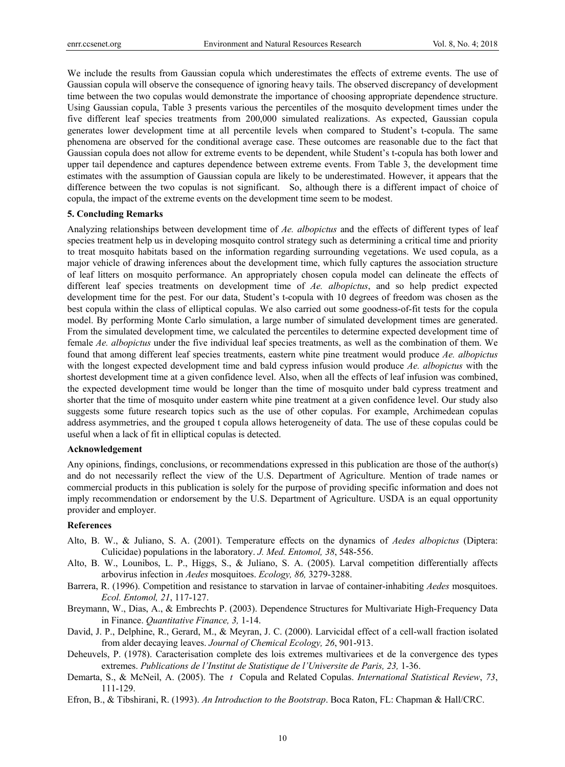We include the results from Gaussian copula which underestimates the effects of extreme events. The use of Gaussian copula will observe the consequence of ignoring heavy tails. The observed discrepancy of development time between the two copulas would demonstrate the importance of choosing appropriate dependence structure. Using Gaussian copula, Table 3 presents various the percentiles of the mosquito development times under the five different leaf species treatments from 200,000 simulated realizations. As expected, Gaussian copula generates lower development time at all percentile levels when compared to Student's t-copula. The same phenomena are observed for the conditional average case. These outcomes are reasonable due to the fact that Gaussian copula does not allow for extreme events to be dependent, while Student's t-copula has both lower and upper tail dependence and captures dependence between extreme events. From Table 3, the development time estimates with the assumption of Gaussian copula are likely to be underestimated. However, it appears that the difference between the two copulas is not significant. So, although there is a different impact of choice of copula, the impact of the extreme events on the development time seem to be modest.

## 5. Concluding Remarks

Analyzing relationships between development time of *Ae. albopictus* and the effects of different types of leaf species treatment help us in developing mosquito control strategy such as determining a critical time and priority to treat mosquito habitats based on the information regarding surrounding vegetations. We used copula, as a major vehicle of drawing inferences about the development time, which fully captures the association structure of leaf litters on mosquito performance. An appropriately chosen copula model can delineate the effects of different leaf species treatments on development time of *Ae. albopictus*, and so help predict expected development time for the pest. For our data, Student's t-copula with 10 degrees of freedom was chosen as the best copula within the class of elliptical copulas. We also carried out some goodness-of-fit tests for the copula model. By performing Monte Carlo simulation, a large number of simulated development times are generated. From the simulated development time, we calculated the percentiles to determine expected development time of female *Ae. albopictus* under the five individual leaf species treatments, as well as the combination of them. We found that among different leaf species treatments, eastern white pine treatment would produce *Ae. albopictus* with the longest expected development time and bald cypress infusion would produce *Ae. albopictus* with the shortest development time at a given confidence level. Also, when all the effects of leaf infusion was combined, the expected development time would be longer than the time of mosquito under bald cypress treatment and shorter that the time of mosquito under eastern white pine treatment at a given confidence level. Our study also suggests some future research topics such as the use of other copulas. For example, Archimedean copulas address asymmetries, and the grouped t copula allows heterogeneity of data. The use of these copulas could be useful when a lack of fit in elliptical copulas is detected.

## Acknowledgement

Any opinions, findings, conclusions, or recommendations expressed in this publication are those of the author(s) and do not necessarily reflect the view of the U.S. Department of Agriculture. Mention of trade names or commercial products in this publication is solely for the purpose of providing specific information and does not imply recommendation or endorsement by the U.S. Department of Agriculture. USDA is an equal opportunity provider and employer.

## References

Alto, B. W., & Juliano, S. A. (2001). Temperature effects on the dynamics of *Aedes albopictus* (Diptera: Culicidae) populations in the laboratory. *J. Med. Entomol, 38*, 548-556.

Alto, B. W., Lounibos, L. P., Higgs, S., & Juliano, S. A. (2005). Larval competition differentially affects arbovirus infection in *Aedes* mosquitoes. *Ecology, 86,* 3279-3288.

Barrera, R. (1996). Competition and resistance to starvation in larvae of container-inhabiting *Aedes* mosquitoes. *Ecol. Entomol, 21*, 117-127.

Breymann, W., Dias, A., & Embrechts P. (2003). Dependence Structures for Multivariate High-Frequency Data in Finance. *Quantitative Finance, 3,* 1-14.

David, J. P., Delphine, R., Gerard, M., & Meyran, J. C. (2000). Larvicidal effect of a cell-wall fraction isolated from alder decaying leaves. *Journal of Chemical Ecology, 26*, 901-913.

Deheuvels, P. (1978). Caracterisation complete des lois extremes multivariees et de la convergence des types extremes. *Publications de l'Institut de Statistique de l'Universite de Paris, 23,* 1-36.

Demarta, S., & McNeil, A. (2005). The *t* Copula and Related Copulas. *International Statistical Review*, *73*, 111-129.

Efron, B., & Tibshirani, R. (1993). *An Introduction to the Bootstrap*. Boca Raton, FL: Chapman & Hall/CRC.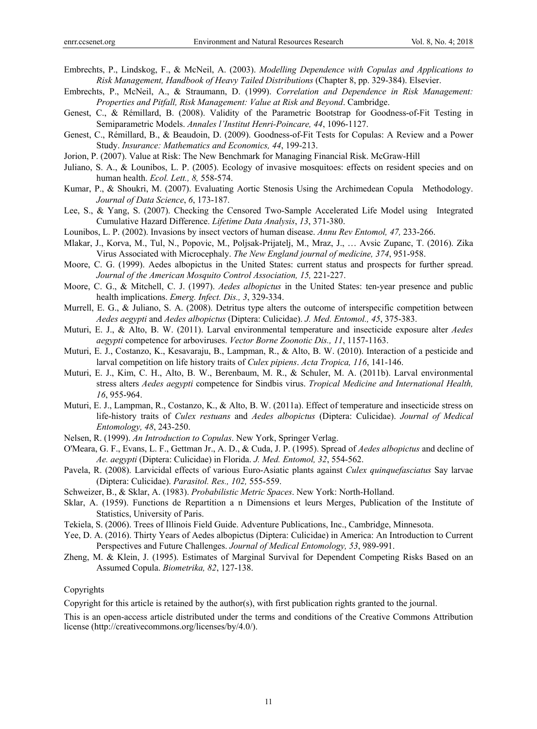Embrechts, P., Lindskog, F., & McNeil, A. (2003). *Modelling Dependence with Copulas and Applications to Risk Management, Handbook of Heavy Tailed Distributions* (Chapter 8, pp. 329-384). Elsevier.

Embrechts, P., McNeil, A., & Straumann, D. (1999). *Correlation and Dependence in Risk Management: Properties and Pitfall, Risk Management: Value at Risk and Beyond*. Cambridge.

Genest, C., & Rémillard, B. (2008). Validity of the Parametric Bootstrap for Goodness-of-Fit Testing in Semiparametric Models. *Annales l'Institut Henri-Poincare, 44*, 1096-1127.

Genest, C., Rémillard, B., & Beaudoin, D. (2009). Goodness-of-Fit Tests for Copulas: A Review and a Power Study. *Insurance: Mathematics and Economics, 44*, 199-213.

Jorion, P. (2007). Value at Risk: The New Benchmark for Managing Financial Risk. McGraw-Hill

Juliano, S. A., & Lounibos, L. P. (2005). Ecology of invasive mosquitoes: effects on resident species and on human health. *Ecol. Lett., 8,* 558-574.

Kumar, P., & Shoukri, M. (2007). Evaluating Aortic Stenosis Using the Archimedean Copula Methodology. *Journal of Data Science*, *6*, 173-187.

Lee, S., & Yang, S. (2007). Checking the Censored Two-Sample Accelerated Life Model using Integrated Cumulative Hazard Difference. *Lifetime Data Analysis*, *13*, 371-380.

Lounibos, L. P. (2002). Invasions by insect vectors of human disease. *Annu Rev Entomol, 47,* 233-266.

Mlakar, J., Korva, M., Tul, N., Popovic, M., Poljsak-Prijatelj, M., Mraz, J., … Avsic Zupanc, T. (2016). Zika Virus Associated with Microcephaly. *The New England journal of medicine, 374*, 951-958.

Moore, C. G. (1999). Aedes albopictus in the United States: current status and prospects for further spread. *Journal of the American Mosquito Control Association, 15,* 221-227.

Moore, C. G., & Mitchell, C. J. (1997). *Aedes albopictus* in the United States: ten-year presence and public health implications. *Emerg. Infect. Dis., 3*, 329-334.

Murrell, E. G., & Juliano, S. A. (2008). Detritus type alters the outcome of interspecific competition between *Aedes aegypti* and *Aedes albopictus* (Diptera: Culicidae). *J. Med. Entomol., 45*, 375-383.

Muturi, E. J., & Alto, B. W. (2011). Larval environmental temperature and insecticide exposure alter *Aedes aegypti* competence for arboviruses. *Vector Borne Zoonotic Dis., 11*, 1157-1163.

Muturi, E. J., Costanzo, K., Kesavaraju, B., Lampman, R., & Alto, B. W. (2010). Interaction of a pesticide and larval competition on life history traits of *Culex pipiens*. *Acta Tropica, 116*, 141-146.

Muturi, E. J., Kim, C. H., Alto, B. W., Berenbaum, M. R., & Schuler, M. A. (2011b). Larval environmental stress alters *Aedes aegypti* competence for Sindbis virus. *Tropical Medicine and International Health, 16*, 955-964.

Muturi, E. J., Lampman, R., Costanzo, K., & Alto, B. W. (2011a). Effect of temperature and insecticide stress on life-history traits of *Culex restuans* and *Aedes albopictus* (Diptera: Culicidae). *Journal of Medical Entomology, 48*, 243-250.

Nelsen, R. (1999). *An Introduction to Copulas*. New York, Springer Verlag.

O'Meara, G. F., Evans, L. F., Gettman Jr., A. D., & Cuda, J. P. (1995). Spread of *Aedes albopictus* and decline of *Ae. aegypti* (Diptera: Culicidae) in Florida. *J. Med. Entomol, 32*, 554-562.

Pavela, R. (2008). Larvicidal effects of various Euro-Asiatic plants against *Culex quinquefasciatus* Say larvae (Diptera: Culicidae). *Parasitol. Res., 102,* 555-559.

Schweizer, B., & Sklar, A. (1983). *Probabilistic Metric Spaces*. New York: North-Holland.

Sklar, A. (1959). Functions de Repartition a n Dimensions et leurs Merges, Publication of the Institute of Statistics, University of Paris.

Tekiela, S. (2006). Trees of Illinois Field Guide. Adventure Publications, Inc., Cambridge, Minnesota.

Yee, D. A. (2016). Thirty Years of Aedes albopictus (Diptera: Culicidae) in America: An Introduction to Current Perspectives and Future Challenges. *Journal of Medical Entomology, 53*, 989-991.

Zheng, M. & Klein, J. (1995). Estimates of Marginal Survival for Dependent Competing Risks Based on an Assumed Copula. *Biometrika, 82*, 127-138.

Copyrights

Copyright for this article is retained by the author(s), with first publication rights granted to the journal.

This is an open-access article distributed under the terms and conditions of the Creative Commons Attribution license (http://creativecommons.org/licenses/by/4.0/).